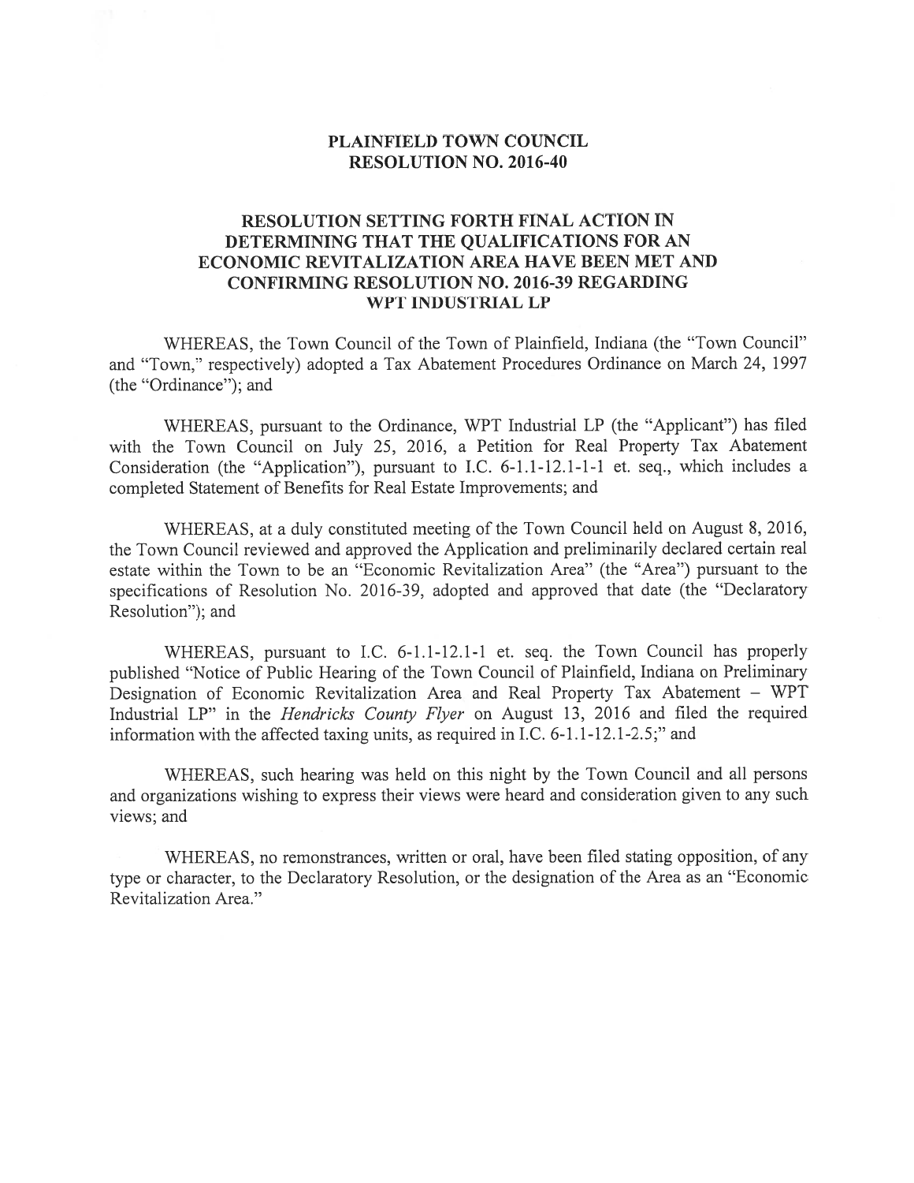# PLAINFIELD TOWN COUNCIL
# RESOLUTION NO. 2016-40

## RESOLUTION SETTING FORTH FINAL ACTION IN DETERMINING THAT THE QUALIFICATIONS FOR AN ECONOMIC REVITALIZATION AREA HAVE BEEN MET AND CONFIRMING RESOLUTION NO. 2016-39 REGARDING WPT INDUSTRIAL LP

WHEREAS, the Town Council of the Town of Plainfield, Indiana (the "Town Council" and "Town," respectively) adopted a Tax Abatement Procedures Ordinance on March 24, 1997 (the "Ordinance"); and

WHEREAS, pursuant to the Ordinance, WPT Industrial LP (the "Applicant") has filed with the Town Council on July 25, 2016, a Petition for Real Property Tax Abatement Consideration (the "Application"), pursuant to I.C. 6-1.1-12.1-1 et. seq., which includes a completed Statement of Benefits for Real Estate Improvements; and

WHEREAS, at a duly constituted meeting of the Town Council held on August 8, 2016, the Town Council reviewed and approved the Application and preliminarily declared certain real estate within the Town to be an "Economic Revitalization Area" (the "Area") pursuant to the specifications of Resolution No. 2016-39, adopted and approved that date (the "Declaratory Resolution"); and

WHEREAS, pursuant to I.C. 6-1.1-12.1-1 et. seq. the Town Council has properly published "Notice of Public Hearing of the Town Council of Plainfield, Indiana on Preliminary Designation of Economic Revitalization Area and Real Property Tax Abatement – WPT Industrial LP" in the *Hendricks County Flyer* on August 13, 2016 and filed the required information with the affected taxing units, as required in I.C. 6-1.1-12.1-2.5;" and

WHEREAS, such hearing was held on this night by the Town Council and all persons and organizations wishing to express their views were heard and consideration given to any such views; and

WHEREAS, no remonstrances, written or oral, have been filed stating opposition, of any type or character, to the Declaratory Resolution, or the designation of the Area as an "Economic Revitalization Area."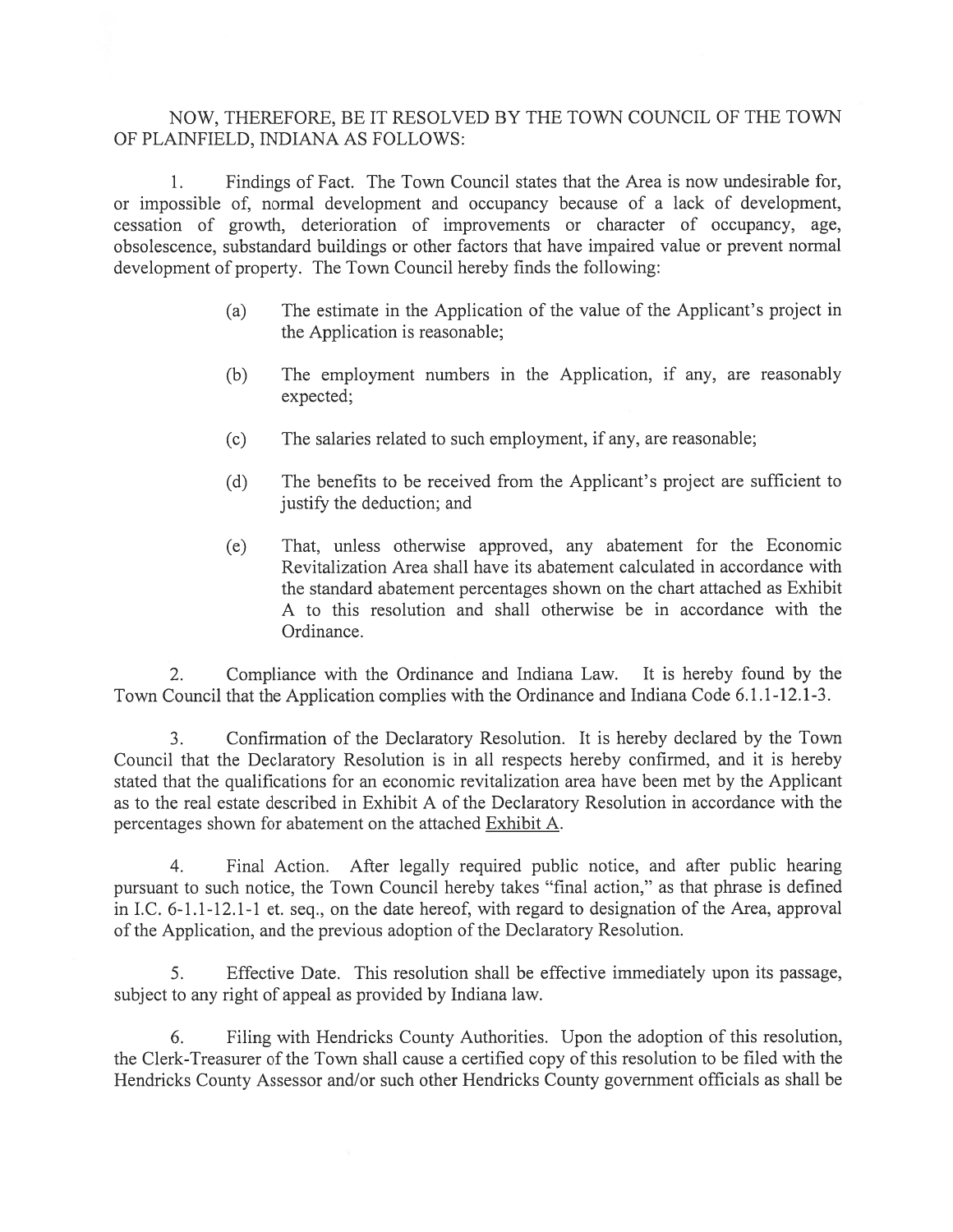NOW, THEREFORE, BE IT RESOLVED BY THE TOWN COUNCIL OF THE TOWN OF PLAINFIELD, INDIANA AS FOLLOWS:

1. Findings of Fact. The Town Council states that the Area is now undesirable for, or impossible of, normal development and occupancy because of a lack of development, cessation of growth, deterioration of improvements or character of occupancy, age, obsolescence, substandard buildings or other factors that have impaired value or prevent normal development of property. The Town Council hereby finds the following:

   (a) The estimate in the Application of the value of the Applicant's project in the Application is reasonable;

   (b) The employment numbers in the Application, if any, are reasonably expected;

   (c) The salaries related to such employment, if any, are reasonable;

   (d) The benefits to be received from the Applicant's project are sufficient to justify the deduction; and

   (e) That, unless otherwise approved, any abatement for the Economic Revitalization Area shall have its abatement calculated in accordance with the standard abatement percentages shown on the chart attached as Exhibit A to this resolution and shall otherwise be in accordance with the Ordinance.

2. Compliance with the Ordinance and Indiana Law. It is hereby found by the Town Council that the Application complies with the Ordinance and Indiana Code 6.1.1-12.1-3.

3. Confirmation of the Declaratory Resolution. It is hereby declared by the Town Council that the Declaratory Resolution is in all respects hereby confirmed, and it is hereby stated that the qualifications for an economic revitalization area have been met by the Applicant as to the real estate described in Exhibit A of the Declaratory Resolution in accordance with the percentages shown for abatement on the attached Exhibit A.

4. Final Action. After legally required public notice, and after public hearing pursuant to such notice, the Town Council hereby takes "final action," as that phrase is defined in I.C. 6-1.1-12.1-1 et. seq., on the date hereof, with regard to designation of the Area, approval of the Application, and the previous adoption of the Declaratory Resolution.

5. Effective Date. This resolution shall be effective immediately upon its passage, subject to any right of appeal as provided by Indiana law.

6. Filing with Hendricks County Authorities. Upon the adoption of this resolution, the Clerk-Treasurer of the Town shall cause a certified copy of this resolution to be filed with the Hendricks County Assessor and/or such other Hendricks County government officials as shall be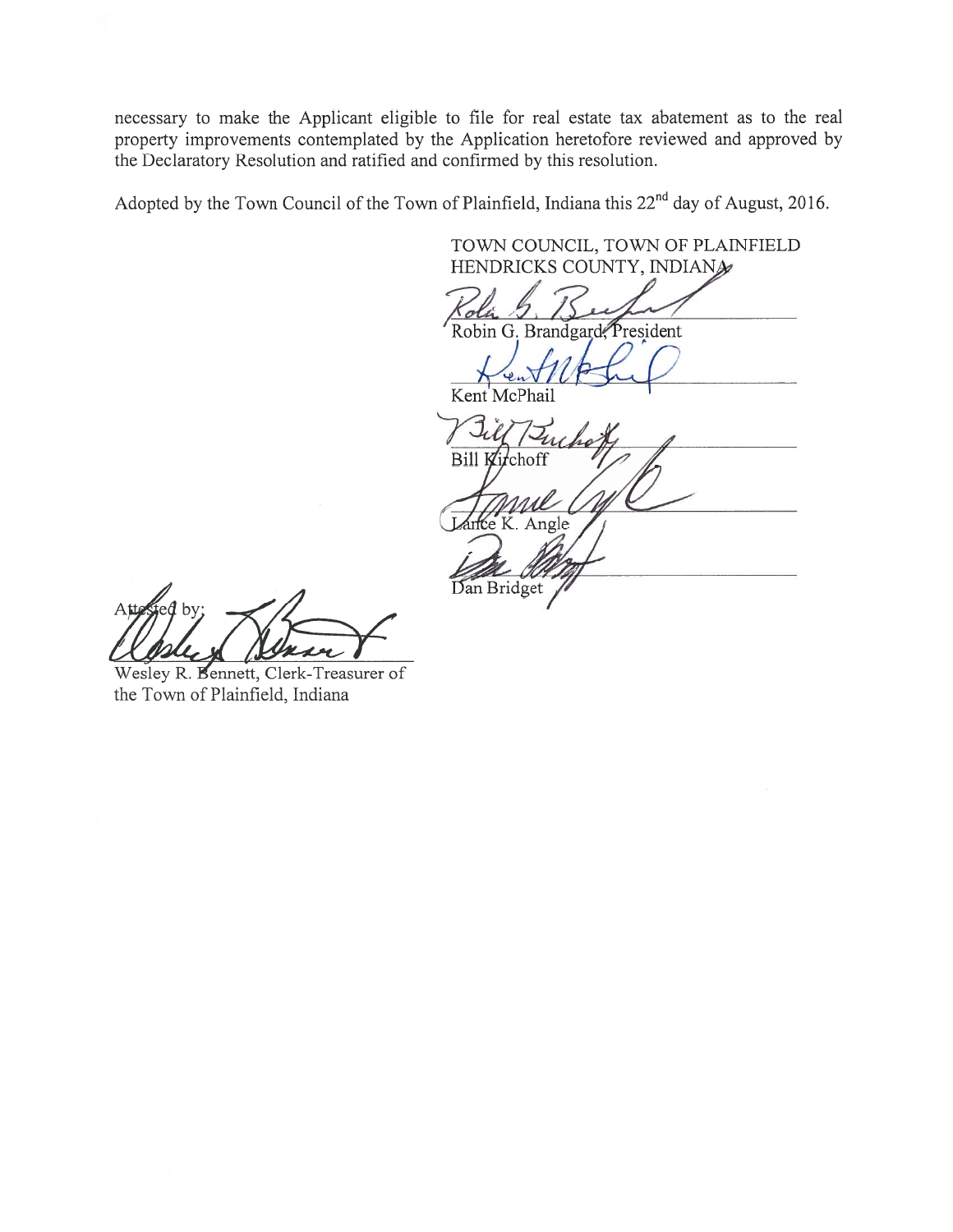necessary to make the Applicant eligible to file for real estate tax abatement as to the real property improvements contemplated by the Application heretofore reviewed and approved by the Declaratory Resolution and ratified and confirmed by this resolution.

Adopted by the Town Council of the Town of Plainfield, Indiana this 22nd day of August, 2016.

TOWN COUNCIL, TOWN OF PLAINFIELD
HENDRICKS COUNTY, INDIANA

Robin G. Brandgard, President

Kent McPhail

Bill Kirchoff

Lance K. Angle

Dan Bridget

Attested by:

Wesley R. Bennett, Clerk-Treasurer of the Town of Plainfield, Indiana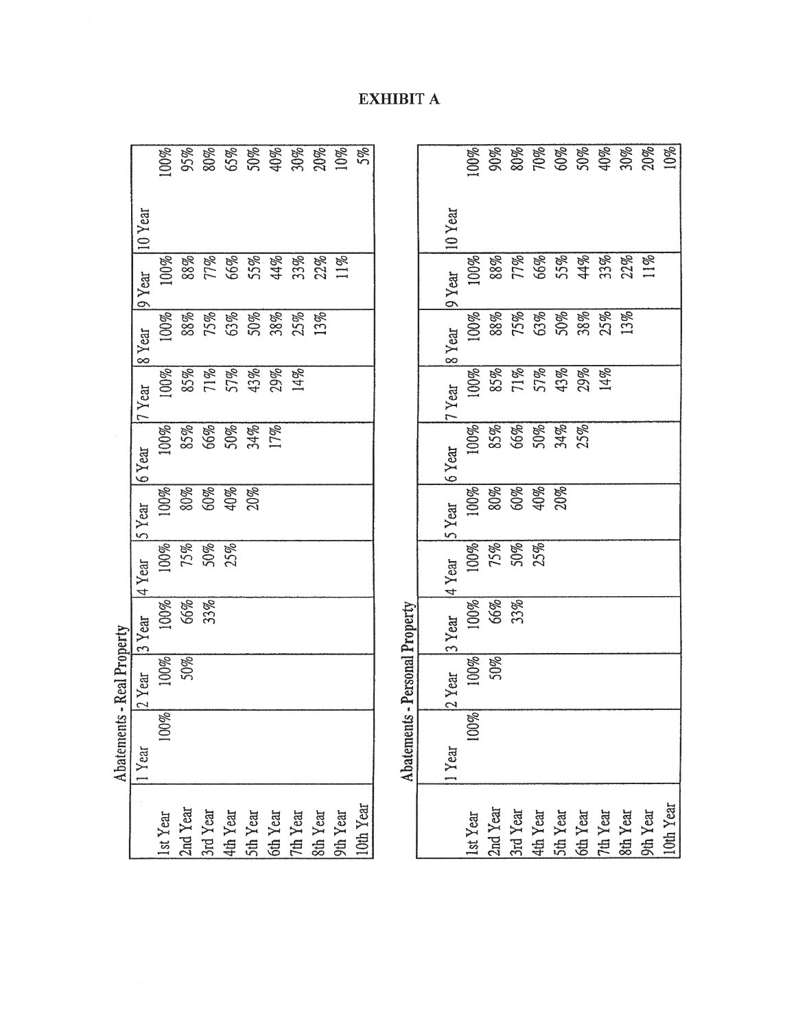# EXHIBIT A

**Abatements - Real Property**

| | 1 Year | 2 Year | 3 Year | 4 Year | 5 Year | 6 Year | 7 Year | 8 Year | 9 Year | 10 Year |
|---|---|---|---|---|---|---|---|---|---|---|
| 1st Year | 100% | 100% | 100% | 100% | 100% | 100% | 100% | 100% | 100% | 100% |
| 2nd Year | | 50% | 66% | 75% | 80% | 85% | 85% | 88% | 88% | 95% |
| 3rd Year | | | 33% | 50% | 60% | 66% | 71% | 75% | 77% | 80% |
| 4th Year | | | | 25% | 40% | 50% | 57% | 63% | 66% | 65% |
| 5th Year | | | | | 20% | 34% | 43% | 50% | 55% | 50% |
| 6th Year | | | | | | 17% | 29% | 38% | 44% | 40% |
| 7th Year | | | | | | | 14% | 25% | 33% | 30% |
| 8th Year | | | | | | | | 13% | 22% | 20% |
| 9th Year | | | | | | | | | 11% | 10% |
| 10th Year | | | | | | | | | | 5% |

**Abatements - Personal Property**

| | 1 Year | 2 Year | 3 Year | 4 Year | 5 Year | 6 Year | 7 Year | 8 Year | 9 Year | 10 Year |
|---|---|---|---|---|---|---|---|---|---|---|
| 1st Year | 100% | 100% | 100% | 100% | 100% | 100% | 100% | 100% | 100% | 100% |
| 2nd Year | | 50% | 66% | 75% | 80% | 85% | 85% | 88% | 88% | 90% |
| 3rd Year | | | 33% | 50% | 60% | 66% | 71% | 75% | 77% | 80% |
| 4th Year | | | | 25% | 40% | 50% | 57% | 63% | 66% | 70% |
| 5th Year | | | | | 20% | 34% | 43% | 50% | 55% | 60% |
| 6th Year | | | | | | 25% | 29% | 38% | 44% | 50% |
| 7th Year | | | | | | | 14% | 25% | 33% | 40% |
| 8th Year | | | | | | | | 13% | 22% | 30% |
| 9th Year | | | | | | | | | 11% | 20% |
| 10th Year | | | | | | | | | | 10% |